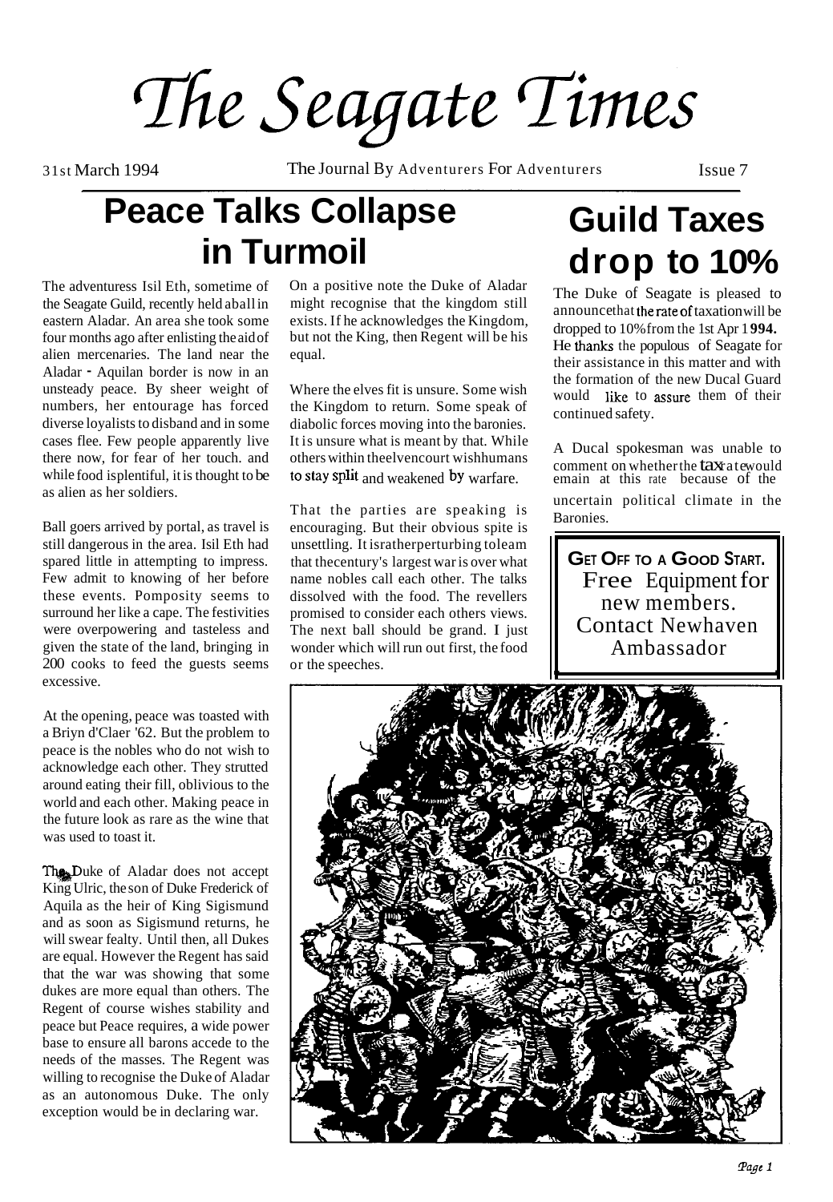# The Seagate Times

31st March 1994 — The Journal By Adventurers For Adventurers — Issue 7

## Peace Talks Collapse in Turmoil

The adventuress Isil Eth, sometime of the Seagate Guild, recently held a ball in eastern Aladar. An area she took some four months ago after enlisting the aid of alien mercenaries. The land near the Aladar - Aquilan border is now in an unsteady peace. By sheer weight of numbers, her entourage has forced diverse loyalists to disband and in some cases flee. Few people apparently live there now, for fear of her touch. and while food is plentiful, it is thought to be as alien as her soldiers.

Ball goers arrived by portal, as travel is still dangerous in the area. Isil Eth had spared little in attempting to impress. Few admit to knowing of her before these events. Pomposity seems to surround her like a cape. The festivities were overpowering and tasteless and given the state of the land, bringing in 200 cooks to feed the guests seems excessive.

At the opening, peace was toasted with a Briyn d'Claer '62. But the problem to peace is the nobles who do not wish to acknowledge each other. They strutted around eating their fill, oblivious to the world and each other. Making peace in the future look as rare as the wine that was used to toast it.

The Duke of Aladar does not accept King Ulric, the son of Duke Frederick of Aquila as the heir of King Sigismund and as soon as Sigismund returns, he will swear fealty. Until then, all Dukes are equal. However the Regent has said that the war was showing that some dukes are more equal than others. The Regent of course wishes stability and peace but Peace requires, a wide power base to ensure all barons accede to the needs of the masses. The Regent was willing to recognise the Duke of Aladar as an autonomous Duke. The only exception would be in declaring war.

On a positive note the Duke of Aladar might recognise that the kingdom still exists. If he acknowledges the Kingdom, but not the King, then Regent will be his equal.

Where the elves fit is unsure. Some wish the Kingdom to return. Some speak of diabolic forces moving into the baronies. It is unsure what is meant by that. While others within the elvencourt wish humans to stay split and weakened by warfare.

That the parties are speaking is encouraging. But their obvious spite is unsettling. It is rather perturbing to learn that the century's largest war is over what name nobles call each other. The talks dissolved with the food. The revellers promised to consider each others views. The next ball should be grand. I just wonder which will run out first, the food or the speeches.

## Guild Taxes drop to 10%

The Duke of Seagate is pleased to announce that the rate of taxation will be dropped to 10% from the 1st Apr 1**994.** He thanks the populous of Seagate for their assistance in this matter and with the formation of the new Ducal Guard would like to assure them of their continued safety.

A Ducal spokesman was unable to comment on whether the tax rate would emain at this rate because of the uncertain political climate in the Baronies.

**GET OFF TO A GOOD START.**
Free Equipment for new members.
Contact Newhaven Ambassador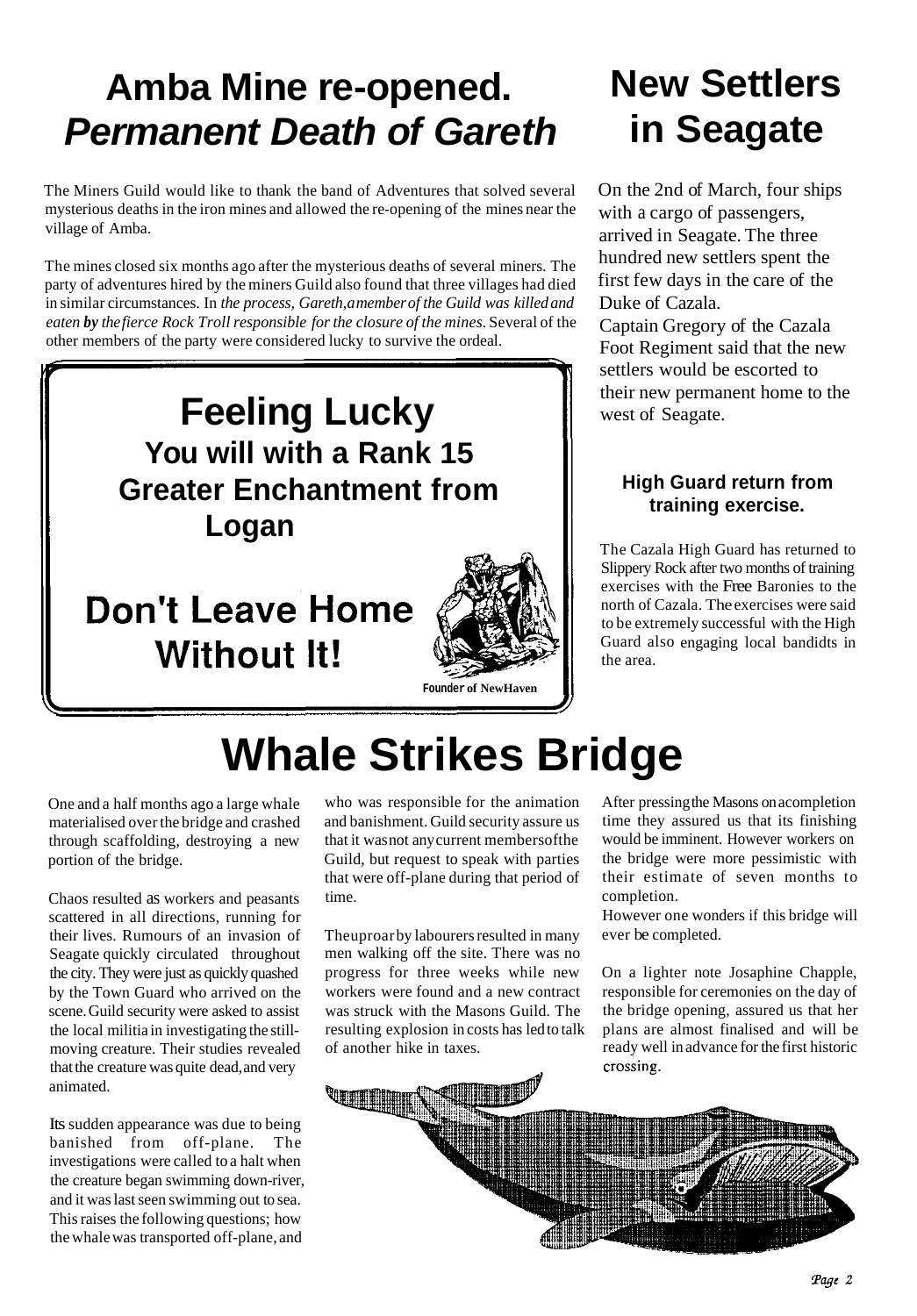# Amba Mine re-opened.
## *Permanent Death of Gareth*

The Miners Guild would like to thank the band of Adventures that solved several mysterious deaths in the iron mines and allowed the re-opening of the mines near the village of Amba.

The mines closed six months ago after the mysterious deaths of several miners. The party of adventures hired by the miners Guild also found that three villages had died in similar circumstances. In *the process, Gareth, a member of the Guild was killed and eaten **by** the fierce Rock Troll responsible for the closure of the mines.* Several of the other members of the party were considered lucky to survive the ordeal.

**Feeling Lucky**
**You will with a Rank 15 Greater Enchantment from Logan**

**Don't Leave Home Without It!**

**Founder of NewHaven**

# New Settlers in Seagate

On the 2nd of March, four ships with a cargo of passengers, arrived in Seagate. The three hundred new settlers spent the first few days in the care of the Duke of Cazala.

Captain Gregory of the Cazala Foot Regiment said that the new settlers would be escorted to their new permanent home to the west of Seagate.

### High Guard return from training exercise.

The Cazala High Guard has returned to Slippery Rock after two months of training exercises with the Free Baronies to the north of Cazala. The exercises were said to be extremely successful with the High Guard also engaging local bandidts in the area.

# Whale Strikes Bridge

One and a half months ago a large whale materialised over the bridge and crashed through scaffolding, destroying a new portion of the bridge.

Chaos resulted as workers and peasants scattered in all directions, running for their lives. Rumours of an invasion of Seagate quickly circulated throughout the city. They were just as quickly quashed by the Town Guard who arrived on the scene. Guild security were asked to assist the local militia in investigating the still-moving creature. Their studies revealed that the creature was quite dead, and very animated.

Its sudden appearance was due to being banished from off-plane. The investigations were called to a halt when the creature began swimming down-river, and it was last seen swimming out to sea. This raises the following questions; how the whale was transported off-plane, and who was responsible for the animation and banishment. Guild security assure us that it was not any current members of the Guild, but request to speak with parties that were off-plane during that period of time.

The uproar by labourers resulted in many men walking off the site. There was no progress for three weeks while new workers were found and a new contract was struck with the Masons Guild. The resulting explosion in costs has led to talk of another hike in taxes.

After pressing the Masons on a completion time they assured us that its finishing would be imminent. However workers on the bridge were more pessimistic with their estimate of seven months to completion.

However one wonders if this bridge will ever be completed.

On a lighter note Josaphine Chapple, responsible for ceremonies on the day of the bridge opening, assured us that her plans are almost finalised and will be ready well in advance for the first historic crossing.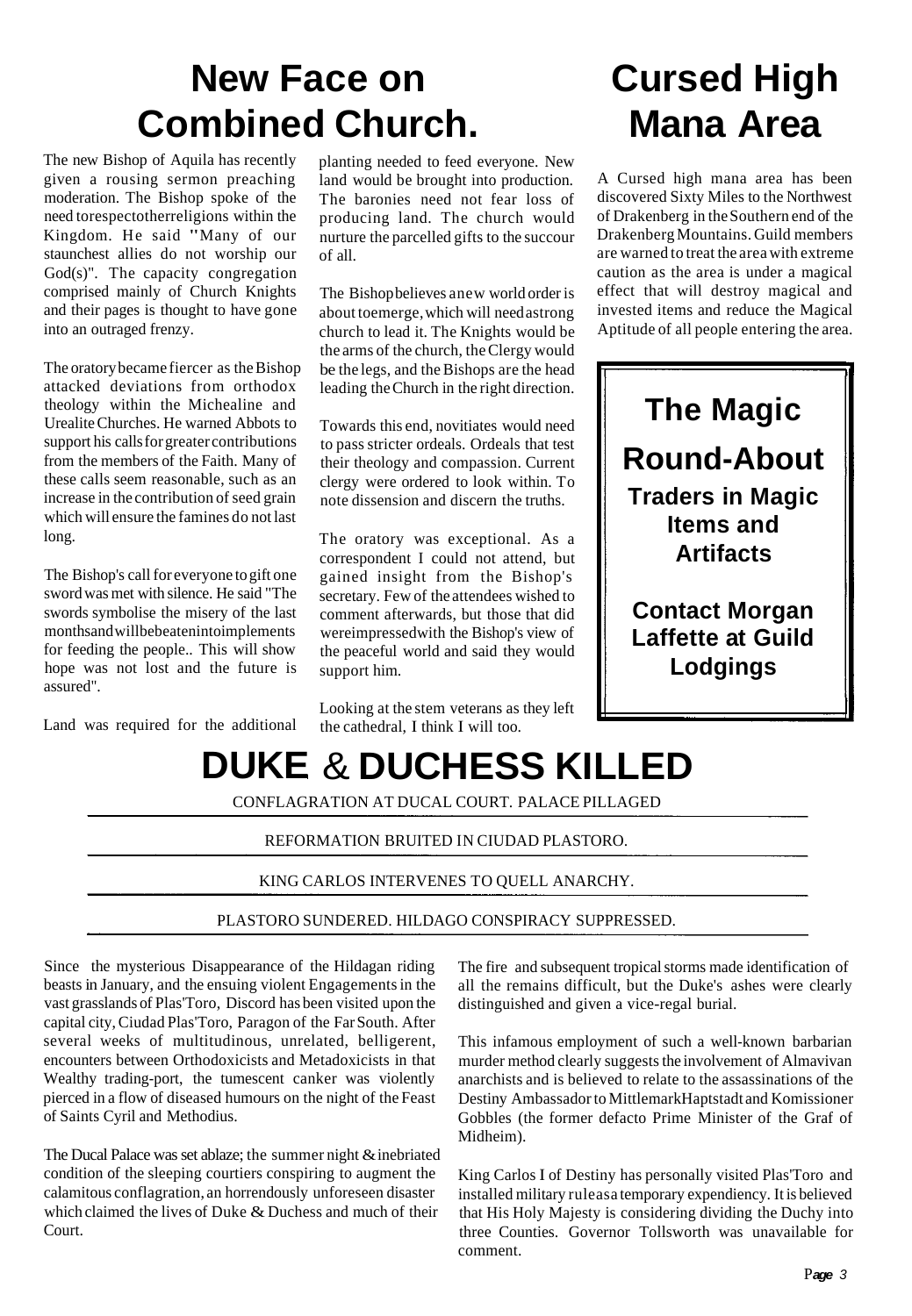# New Face on Combined Church.

The new Bishop of Aquila has recently given a rousing sermon preaching moderation. The Bishop spoke of the need torespectotherreligions within the Kingdom. He said "Many of our staunchest allies do not worship our God(s)". The capacity congregation comprised mainly of Church Knights and their pages is thought to have gone into an outraged frenzy.

The oratory became fiercer as the Bishop attacked deviations from orthodox theology within the Michealine and Urealite Churches. He warned Abbots to support his calls for greater contributions from the members of the Faith. Many of these calls seem reasonable, such as an increase in the contribution of seed grain which will ensure the famines do not last long.

The Bishop's call for everyone to gift one sword was met with silence. He said "The swords symbolise the misery of the last monthsandwillbebeatenintoimplements for feeding the people.. This will show hope was not lost and the future is assured".

Land was required for the additional planting needed to feed everyone. New land would be brought into production. The baronies need not fear loss of producing land. The church would nurture the parcelled gifts to the succour of all.

The Bishopbelieves anew world order is about toemerge, which will needastrong church to lead it. The Knights would be the arms of the church, the Clergy would be the legs, and the Bishops are the head leading the Church in the right direction.

Towards this end, novitiates would need to pass stricter ordeals. Ordeals that test their theology and compassion. Current clergy were ordered to look within. To note dissension and discern the truths.

The oratory was exceptional. As a correspondent I could not attend, but gained insight from the Bishop's secretary. Few of the attendees wished to comment afterwards, but those that did wereimpressedwith the Bishop's view of the peaceful world and said they would support him.

Looking at the stem veterans as they left the cathedral, I think I will too.

# Cursed High Mana Area

A Cursed high mana area has been discovered Sixty Miles to the Northwest of Drakenberg in the Southern end of the Drakenberg Mountains. Guild members are warned to treat the area with extreme caution as the area is under a magical effect that will destroy magical and invested items and reduce the Magical Aptitude of all people entering the area.

## The Magic Round-About

**Traders in Magic Items and Artifacts**

**Contact Morgan Laffette at Guild Lodgings**

# DUKE & DUCHESS KILLED

CONFLAGRATION AT DUCAL COURT. PALACE PILLAGED

REFORMATION BRUITED IN CIUDAD PLASTORO.

KING CARLOS INTERVENES TO QUELL ANARCHY.

PLASTORO SUNDERED. HILDAGO CONSPIRACY SUPPRESSED.

Since the mysterious Disappearance of the Hildagan riding beasts in January, and the ensuing violent Engagements in the vast grasslands of Plas'Toro, Discord has been visited upon the capital city, Ciudad Plas'Toro, Paragon of the Far South. After several weeks of multitudinous, unrelated, belligerent, encounters between Orthodoxicists and Metadoxicists in that Wealthy trading-port, the tumescent canker was violently pierced in a flow of diseased humours on the night of the Feast of Saints Cyril and Methodius.

The Ducal Palace was set ablaze; the summer night & inebriated condition of the sleeping courtiers conspiring to augment the calamitous conflagration, an horrendously unforeseen disaster which claimed the lives of Duke & Duchess and much of their Court.

The fire and subsequent tropical storms made identification of all the remains difficult, but the Duke's ashes were clearly distinguished and given a vice-regal burial.

This infamous employment of such a well-known barbarian murder method clearly suggests the involvement of Almavivan anarchists and is believed to relate to the assassinations of the Destiny Ambassador to MittlemarkHaptstadt and Komissioner Gobbles (the former defacto Prime Minister of the Graf of Midheim).

King Carlos I of Destiny has personally visited Plas'Toro and installed military ruleasa temporary expendiency. It is believed that His Holy Majesty is considering dividing the Duchy into three Counties. Governor Tollsworth was unavailable for comment.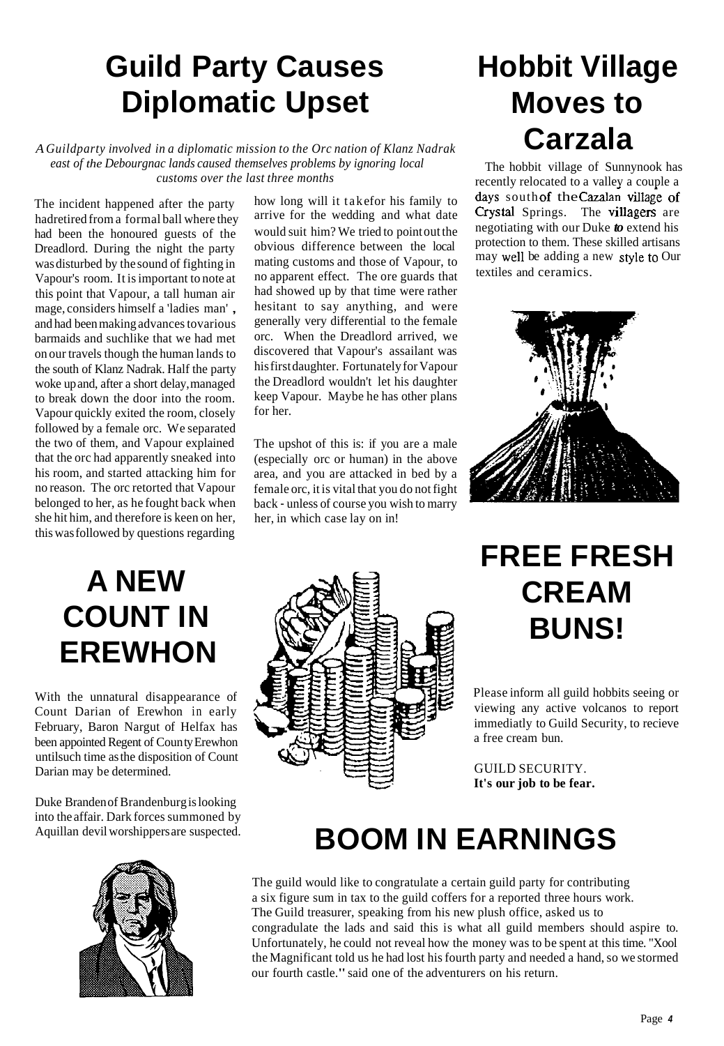# Guild Party Causes Diplomatic Upset

*A Guildparty involved in a diplomatic mission to the Orc nation of Klanz Nadrak east of the Debourgnac lands caused themselves problems by ignoring local customs over the last three months*

The incident happened after the party hadretired from a formal ball where they had been the honoured guests of the Dreadlord. During the night the party was disturbed by the sound of fighting in Vapour's room. It is important to note at this point that Vapour, a tall human air mage, considers himself a 'ladies man' , and had been making advances tovarious barmaids and suchlike that we had met on our travels though the human lands to the south of Klanz Nadrak. Half the party woke up and, after a short delay, managed to break down the door into the room. Vapour quickly exited the room, closely followed by a female orc. We separated the two of them, and Vapour explained that the orc had apparently sneaked into his room, and started attacking him for no reason. The orc retorted that Vapour belonged to her, as he fought back when she hit him, and therefore is keen on her, this was followed by questions regarding how long will it takefor his family to arrive for the wedding and what date would suit him? We tried to point out the obvious difference between the local mating customs and those of Vapour, to no apparent effect. The ore guards that had showed up by that time were rather hesitant to say anything, and were generally very differential to the female orc. When the Dreadlord arrived, we discovered that Vapour's assailant was his first daughter. Fortunately for Vapour the Dreadlord wouldn't let his daughter keep Vapour. Maybe he has other plans for her.

The upshot of this is: if you are a male (especially orc or human) in the above area, and you are attacked in bed by a female orc, it is vital that you do not fight back - unless of course you wish to marry her, in which case lay on in!

# Hobbit Village Moves to Carzala

The hobbit village of Sunnynook has recently relocated to a valley a couple a days south of the Cazalan village of Crystal Springs. The villagers are negotiating with our Duke *to* extend his protection to them. These skilled artisans may well be adding a new style to Our textiles and ceramics.

# A NEW COUNT IN EREWHON

With the unnatural disappearance of Count Darian of Erewhon in early February, Baron Nargut of Helfax has been appointed Regent of County Erewhon untilsuch time as the disposition of Count Darian may be determined.

Duke Branden of Brandenburg is looking into the affair. Dark forces summoned by Aquillan devil worshippers are suspected.

# FREE FRESH CREAM BUNS!

Please inform all guild hobbits seeing or viewing any active volcanos to report immediatly to Guild Security, to recieve a free cream bun.

GUILD SECURITY.
**It's our job to be fear.**

# BOOM IN EARNINGS

The guild would like to congratulate a certain guild party for contributing a six figure sum in tax to the guild coffers for a reported three hours work. The Guild treasurer, speaking from his new plush office, asked us to congradulate the lads and said this is what all guild members should aspire to. Unfortunately, he could not reveal how the money was to be spent at this time. "Xool the Magnificant told us he had lost his fourth party and needed a hand, so we stormed our fourth castle." said one of the adventurers on his return.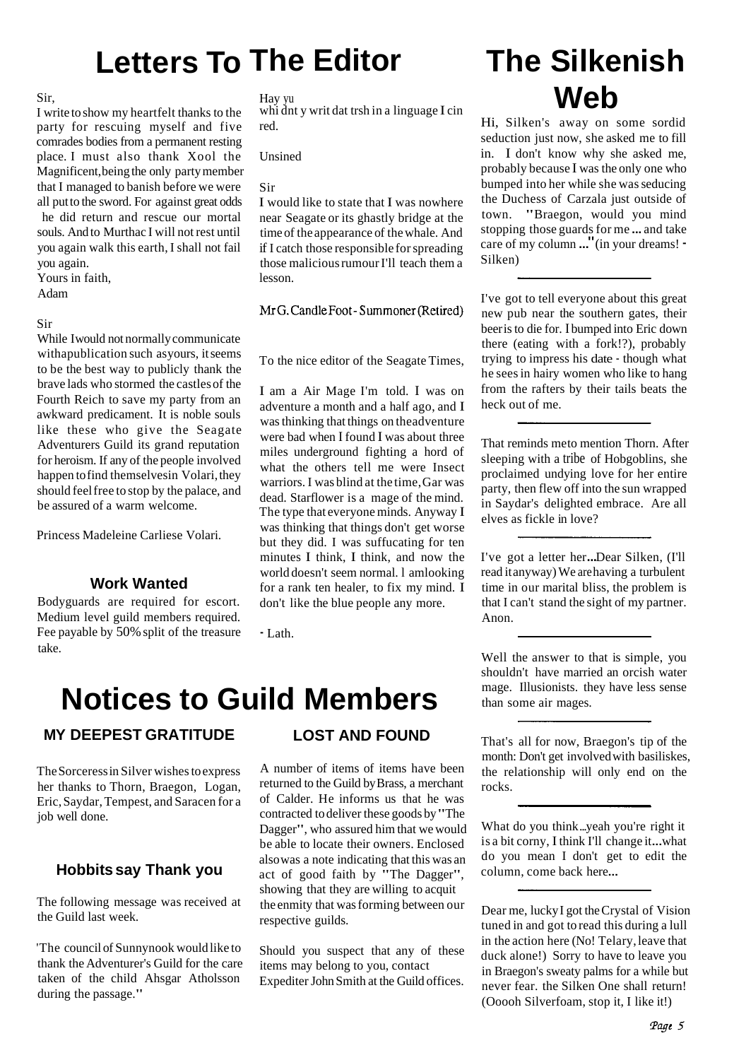# Letters To The Editor

Sir,

I write to show my heartfelt thanks to the party for rescuing myself and five comrades bodies from a permanent resting place. I must also thank Xool the Magnificent, being the only party member that I managed to banish before we were all put to the sword. For against great odds he did return and rescue our mortal souls. And to Murthac I will not rest until you again walk this earth, I shall not fail you again.

Yours in faith,
Adam

Sir

While I would not normally communicate with a publication such as yours, it seems to be the best way to publicly thank the brave lads who stormed the castles of the Fourth Reich to save my party from an awkward predicament. It is noble souls like these who give the Seagate Adventurers Guild its grand reputation for heroism. If any of the people involved happen to find themselves in Volari, they should feel free to stop by the palace, and be assured of a warm welcome.

Princess Madeleine Carliese Volari.

### Work Wanted

Bodyguards are required for escort. Medium level guild members required. Fee payable by 50% split of the treasure take.

Hay yu
whi dnt y writ dat trsh in a linguage I cin red.

Unsined

Sir

I would like to state that I was nowhere near Seagate or its ghastly bridge at the time of the appearance of the whale. And if I catch those responsible for spreading those malicious rumour I'll teach them a lesson.

Mr G. Candle Foot - Summoner (Retired)

To the nice editor of the Seagate Times,

I am a Air Mage I'm told. I was on adventure a month and a half ago, and I was thinking that things on the adventure were bad when I found I was about three miles underground fighting a hord of what the others tell me were Insect warriors. I was blind at the time, Gar was dead. Starflower is a mage of the mind. The type that everyone minds. Anyway I was thinking that things don't get worse but they did. I was suffucating for ten minutes I think, I think, and now the world doesn't seem normal. I am looking for a rank ten healer, to fix my mind. I don't like the blue people any more.

- Lath.

# The Silkenish Web

Hi, Silken's away on some sordid seduction just now, she asked me to fill in. I don't know why she asked me, probably because I was the only one who bumped into her while she was seducing the Duchess of Carzala just outside of town. "Braegon, would you mind stopping those guards for me ... and take care of my column ..." (in your dreams! - Silken)

---

I've got to tell everyone about this great new pub near the southern gates, their beer is to die for. I bumped into Eric down there (eating with a fork!?), probably trying to impress his date - though what he sees in hairy women who like to hang from the rafters by their tails beats the heck out of me.

---

That reminds me to mention Thorn. After sleeping with a tribe of Hobgoblins, she proclaimed undying love for her entire party, then flew off into the sun wrapped in Saydar's delighted embrace. Are all elves as fickle in love?

---

I've got a letter her...Dear Silken, (I'll read it anyway) We are having a turbulent time in our marital bliss, the problem is that I can't stand the sight of my partner. Anon.

---

Well the answer to that is simple, you shouldn't have married an orcish water mage. Illusionists. they have less sense than some air mages.

---

That's all for now, Braegon's tip of the month: Don't get involved with basiliskes, the relationship will only end on the rocks.

---

What do you think...yeah you're right it is a bit corny, I think I'll change it...what do you mean I don't get to edit the column, come back here...

---

Dear me, lucky I got the Crystal of Vision tuned in and got to read this during a lull in the action here (No! Telary, leave that duck alone!) Sorry to have to leave you in Braegon's sweaty palms for a while but never fear. the Silken One shall return! (Ooooh Silverfoam, stop it, I like it!)

# Notices to Guild Members

### MY DEEPEST GRATITUDE

The Sorceress in Silver wishes to express her thanks to Thorn, Braegon, Logan, Eric, Saydar, Tempest, and Saracen for a job well done.

### Hobbits say Thank you

The following message was received at the Guild last week.

'The council of Sunnynook would like to thank the Adventurer's Guild for the care taken of the child Ahsgar Atholsson during the passage."

### LOST AND FOUND

A number of items of items have been returned to the Guild by Brass, a merchant of Calder. He informs us that he was contracted to deliver these goods by "The Dagger", who assured him that we would be able to locate their owners. Enclosed also was a note indicating that this was an act of good faith by "The Dagger", showing that they are willing to acquit the enmity that was forming between our respective guilds.

Should you suspect that any of these items may belong to you, contact Expediter John Smith at the Guild offices.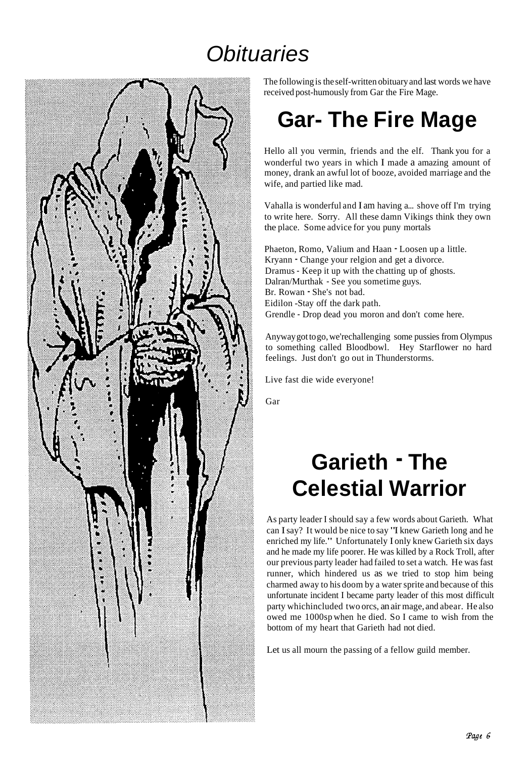# *Obituaries*

The following is the self-written obituary and last words we have received post-humously from Gar the Fire Mage.

## Gar- The Fire Mage

Hello all you vermin, friends and the elf. Thank you for a wonderful two years in which I made a amazing amount of money, drank an awful lot of booze, avoided marriage and the wife, and partied like mad.

Vahalla is wonderful and I am having a... shove off I'm trying to write here. Sorry. All these damn Vikings think they own the place. Some advice for you puny mortals

Phaeton, Romo, Valium and Haan - Loosen up a little.
Kryann - Change your relgion and get a divorce.
Dramus - Keep it up with the chatting up of ghosts.
Dalran/Murthak - See you sometime guys.
Br. Rowan - She's not bad.
Eidilon -Stay off the dark path.
Grendle - Drop dead you moron and don't come here.

Anyway got to go, we're rechallenging some pussies from Olympus to something called Bloodbowl. Hey Starflower no hard feelings. Just don't go out in Thunderstorms.

Live fast die wide everyone!

Gar

## Garieth - The Celestial Warrior

As party leader I should say a few words about Garieth. What can I say? It would be nice to say "I knew Garieth long and he enriched my life." Unfortunately I only knew Garieth six days and he made my life poorer. He was killed by a Rock Troll, after our previous party leader had failed to set a watch. He was fast runner, which hindered us as we tried to stop him being charmed away to his doom by a water sprite and because of this unfortunate incident I became party leader of this most difficult party whichincluded two orcs, an air mage, and abear. He also owed me 1000sp when he died. So I came to wish from the bottom of my heart that Garieth had not died.

Let us all mourn the passing of a fellow guild member.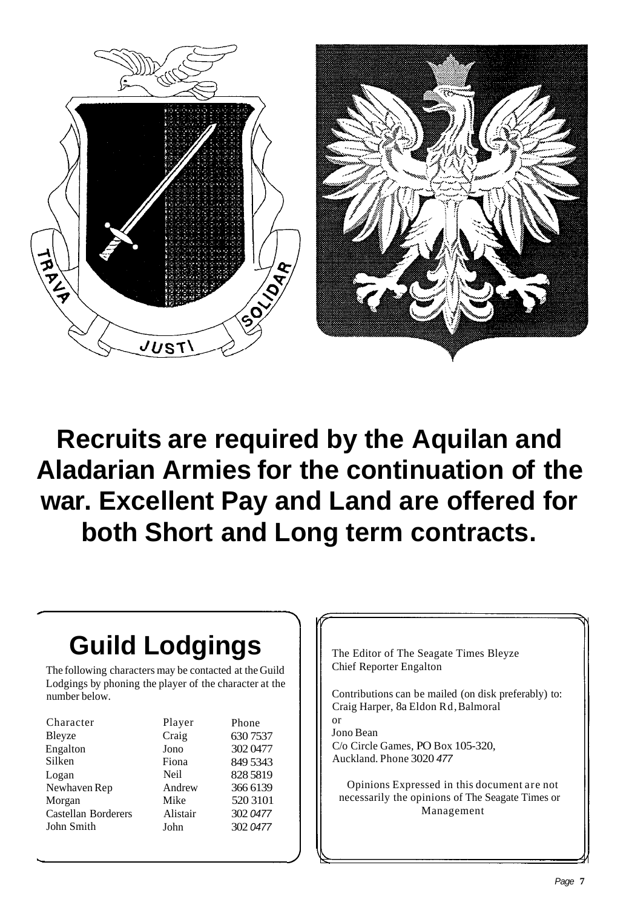**Recruits are required by the Aquilan and Aladarian Armies for the continuation of the war. Excellent Pay and Land are offered for both Short and Long term contracts.**

## Guild Lodgings

The following characters may be contacted at the Guild Lodgings by phoning the player of the character at the number below.

| Character | Player | Phone |
|---|---|---|
| Bleyze | Craig | 630 7537 |
| Engalton | Jono | 302 0477 |
| Silken | Fiona | 849 5343 |
| Logan | Neil | 828 5819 |
| Newhaven Rep | Andrew | 366 6139 |
| Morgan | Mike | 520 3101 |
| Castellan Borderers | Alistair | 302 0477 |
| John Smith | John | 302 0477 |

The Editor of The Seagate Times Bleyze
Chief Reporter Engalton

Contributions can be mailed (on disk preferably) to:
Craig Harper, 8a Eldon Rd, Balmoral
or
Jono Bean
C/o Circle Games, PO Box 105-320,
Auckland. Phone 3020 477

Opinions Expressed in this document are not necessarily the opinions of The Seagate Times or Management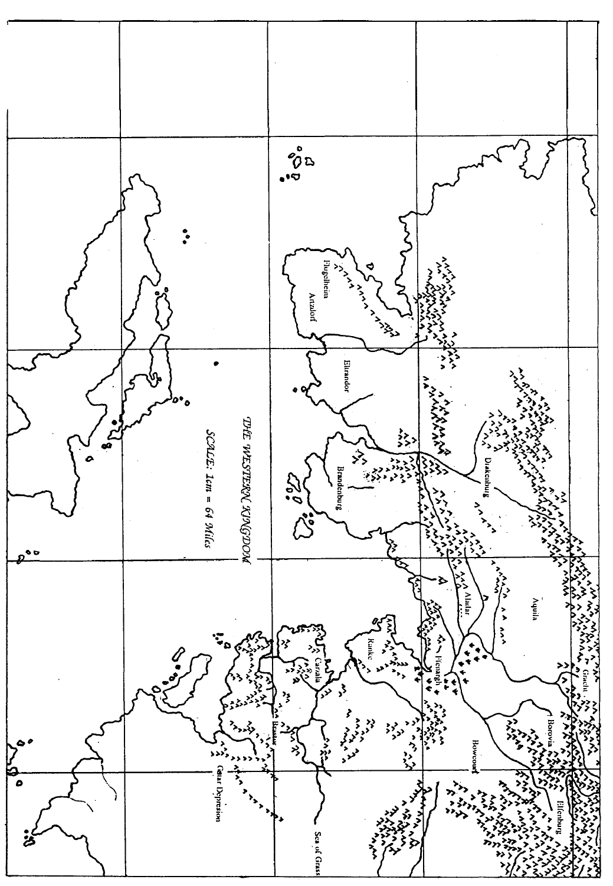THE WESTERN KINGDOM

SCALE: 1cm = 64 Miles

Flugelheim

Anzalorf

Eltrandor

Brandenburg

Drakenburg

Altalar

Aquila

Kunke

Fienargh

Carzala

Benazar

Graeht

Borovia

Bowcourt

Ellenburg

Cellar Depression

Sea of Grass